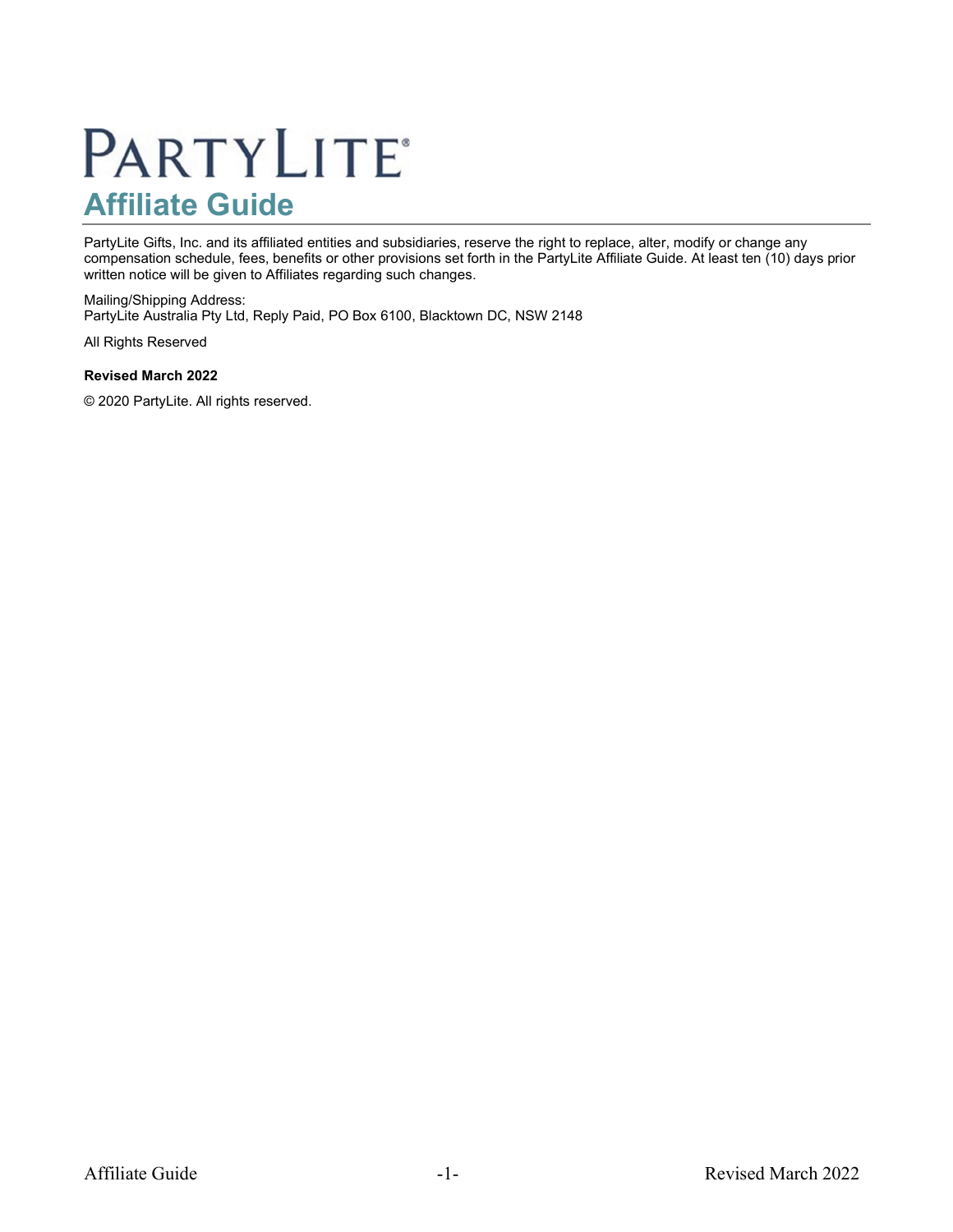# PartyLite

## Affiliate Guide

PartyLite Gifts, Inc. and its affiliated entities and subsidiaries, reserve the right to replace, alter, modify or change any compensation schedule, fees, benefits or other provisions set forth in the PartyLite Affiliate Guide. At least ten (10) days prior written notice will be given to Affiliates regarding such changes.

Mailing/Shipping Address:
PartyLite Australia Pty Ltd, Reply Paid, PO Box 6100, Blacktown DC, NSW 2148

All Rights Reserved

**Revised March 2022**

© 2020 PartyLite. All rights reserved.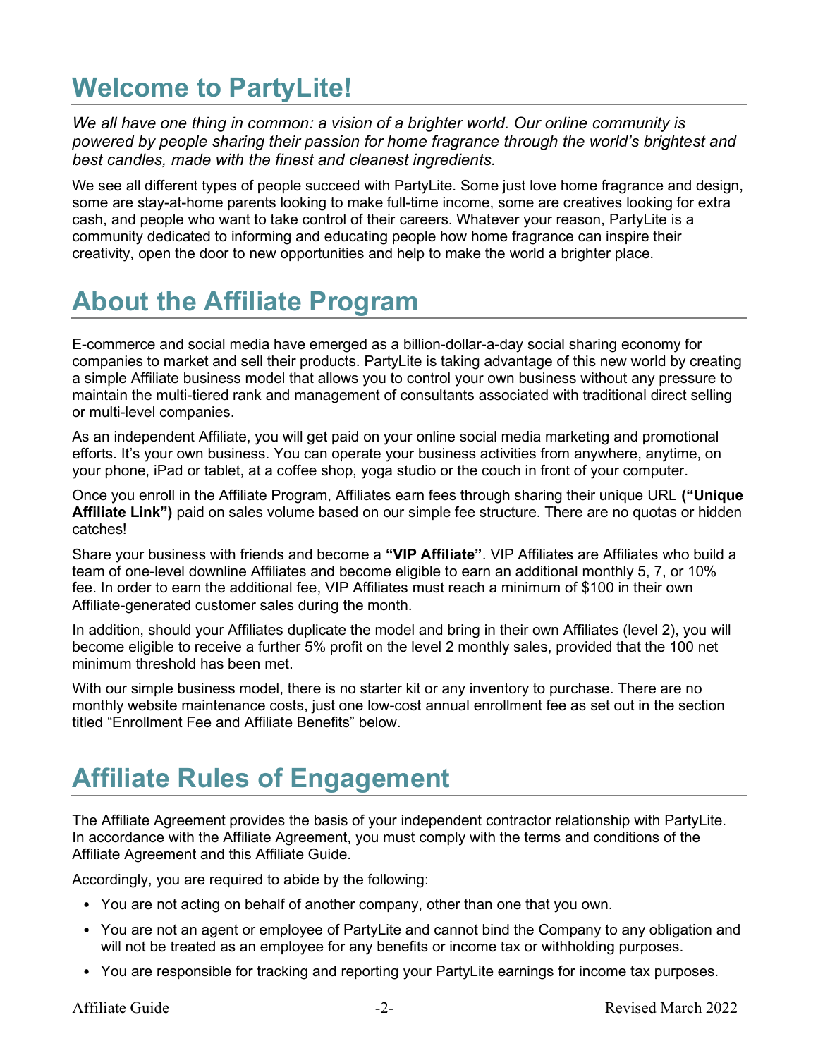# Welcome to PartyLite!

*We all have one thing in common: a vision of a brighter world. Our online community is powered by people sharing their passion for home fragrance through the world's brightest and best candles, made with the finest and cleanest ingredients.*

We see all different types of people succeed with PartyLite. Some just love home fragrance and design, some are stay-at-home parents looking to make full-time income, some are creatives looking for extra cash, and people who want to take control of their careers. Whatever your reason, PartyLite is a community dedicated to informing and educating people how home fragrance can inspire their creativity, open the door to new opportunities and help to make the world a brighter place.

# About the Affiliate Program

E-commerce and social media have emerged as a billion-dollar-a-day social sharing economy for companies to market and sell their products. PartyLite is taking advantage of this new world by creating a simple Affiliate business model that allows you to control your own business without any pressure to maintain the multi-tiered rank and management of consultants associated with traditional direct selling or multi-level companies.

As an independent Affiliate, you will get paid on your online social media marketing and promotional efforts. It's your own business. You can operate your business activities from anywhere, anytime, on your phone, iPad or tablet, at a coffee shop, yoga studio or the couch in front of your computer.

Once you enroll in the Affiliate Program, Affiliates earn fees through sharing their unique URL **("Unique Affiliate Link")** paid on sales volume based on our simple fee structure. There are no quotas or hidden catches!

Share your business with friends and become a **"VIP Affiliate"**. VIP Affiliates are Affiliates who build a team of one-level downline Affiliates and become eligible to earn an additional monthly 5, 7, or 10% fee. In order to earn the additional fee, VIP Affiliates must reach a minimum of $100 in their own Affiliate-generated customer sales during the month.

In addition, should your Affiliates duplicate the model and bring in their own Affiliates (level 2), you will become eligible to receive a further 5% profit on the level 2 monthly sales, provided that the 100 net minimum threshold has been met.

With our simple business model, there is no starter kit or any inventory to purchase. There are no monthly website maintenance costs, just one low-cost annual enrollment fee as set out in the section titled "Enrollment Fee and Affiliate Benefits" below.

# Affiliate Rules of Engagement

The Affiliate Agreement provides the basis of your independent contractor relationship with PartyLite. In accordance with the Affiliate Agreement, you must comply with the terms and conditions of the Affiliate Agreement and this Affiliate Guide.

Accordingly, you are required to abide by the following:

- You are not acting on behalf of another company, other than one that you own.
- You are not an agent or employee of PartyLite and cannot bind the Company to any obligation and will not be treated as an employee for any benefits or income tax or withholding purposes.
- You are responsible for tracking and reporting your PartyLite earnings for income tax purposes.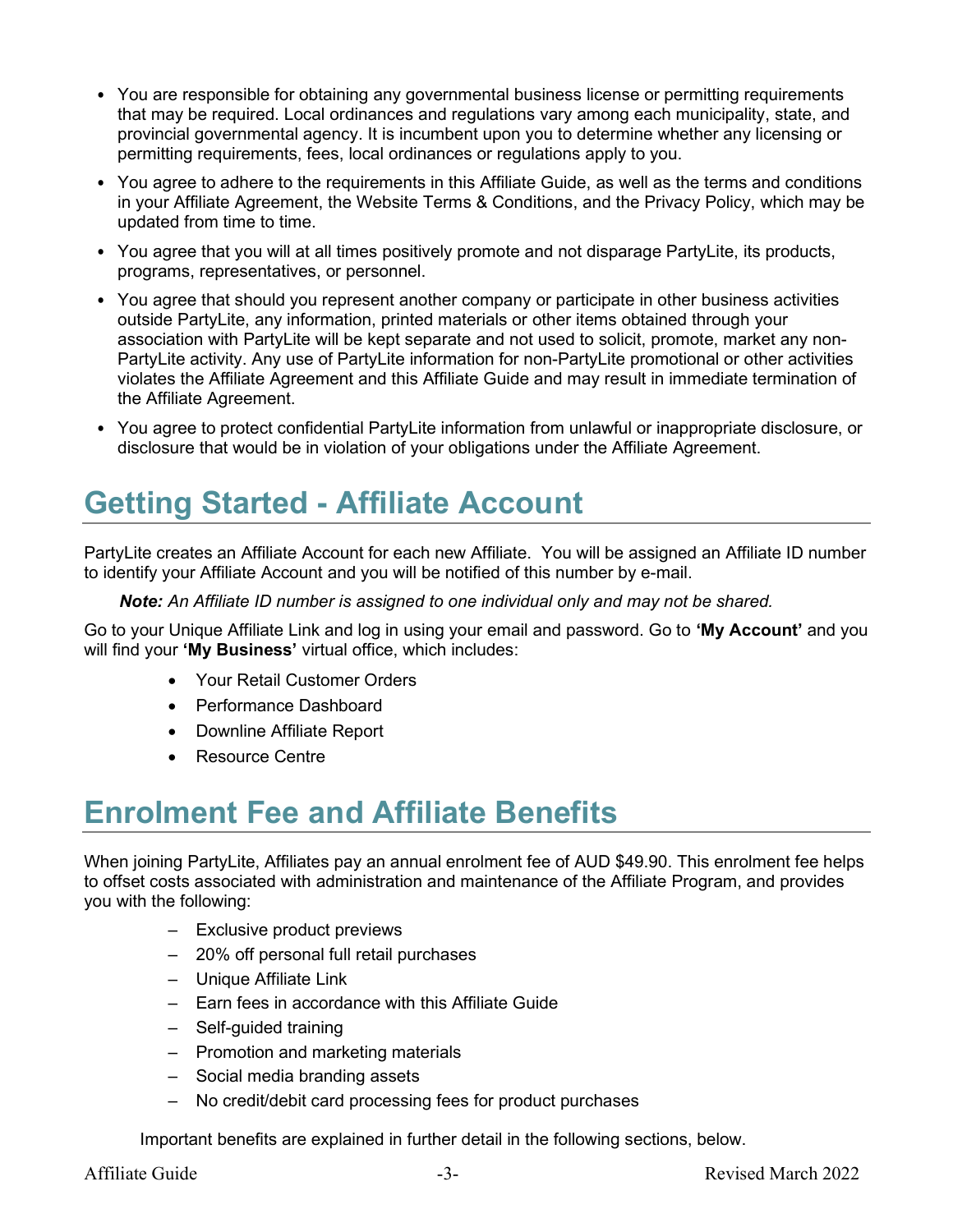- You are responsible for obtaining any governmental business license or permitting requirements that may be required. Local ordinances and regulations vary among each municipality, state, and provincial governmental agency. It is incumbent upon you to determine whether any licensing or permitting requirements, fees, local ordinances or regulations apply to you.
- You agree to adhere to the requirements in this Affiliate Guide, as well as the terms and conditions in your Affiliate Agreement, the Website Terms & Conditions, and the Privacy Policy, which may be updated from time to time.
- You agree that you will at all times positively promote and not disparage PartyLite, its products, programs, representatives, or personnel.
- You agree that should you represent another company or participate in other business activities outside PartyLite, any information, printed materials or other items obtained through your association with PartyLite will be kept separate and not used to solicit, promote, market any non-PartyLite activity. Any use of PartyLite information for non-PartyLite promotional or other activities violates the Affiliate Agreement and this Affiliate Guide and may result in immediate termination of the Affiliate Agreement.
- You agree to protect confidential PartyLite information from unlawful or inappropriate disclosure, or disclosure that would be in violation of your obligations under the Affiliate Agreement.

# Getting Started - Affiliate Account

PartyLite creates an Affiliate Account for each new Affiliate. You will be assigned an Affiliate ID number to identify your Affiliate Account and you will be notified of this number by e-mail.

***Note:*** *An Affiliate ID number is assigned to one individual only and may not be shared.*

Go to your Unique Affiliate Link and log in using your email and password. Go to **'My Account'** and you will find your **'My Business'** virtual office, which includes:

- Your Retail Customer Orders
- Performance Dashboard
- Downline Affiliate Report
- Resource Centre

# Enrolment Fee and Affiliate Benefits

When joining PartyLite, Affiliates pay an annual enrolment fee of AUD $49.90. This enrolment fee helps to offset costs associated with administration and maintenance of the Affiliate Program, and provides you with the following:

- Exclusive product previews
- 20% off personal full retail purchases
- Unique Affiliate Link
- Earn fees in accordance with this Affiliate Guide
- Self-guided training
- Promotion and marketing materials
- Social media branding assets
- No credit/debit card processing fees for product purchases

Important benefits are explained in further detail in the following sections, below.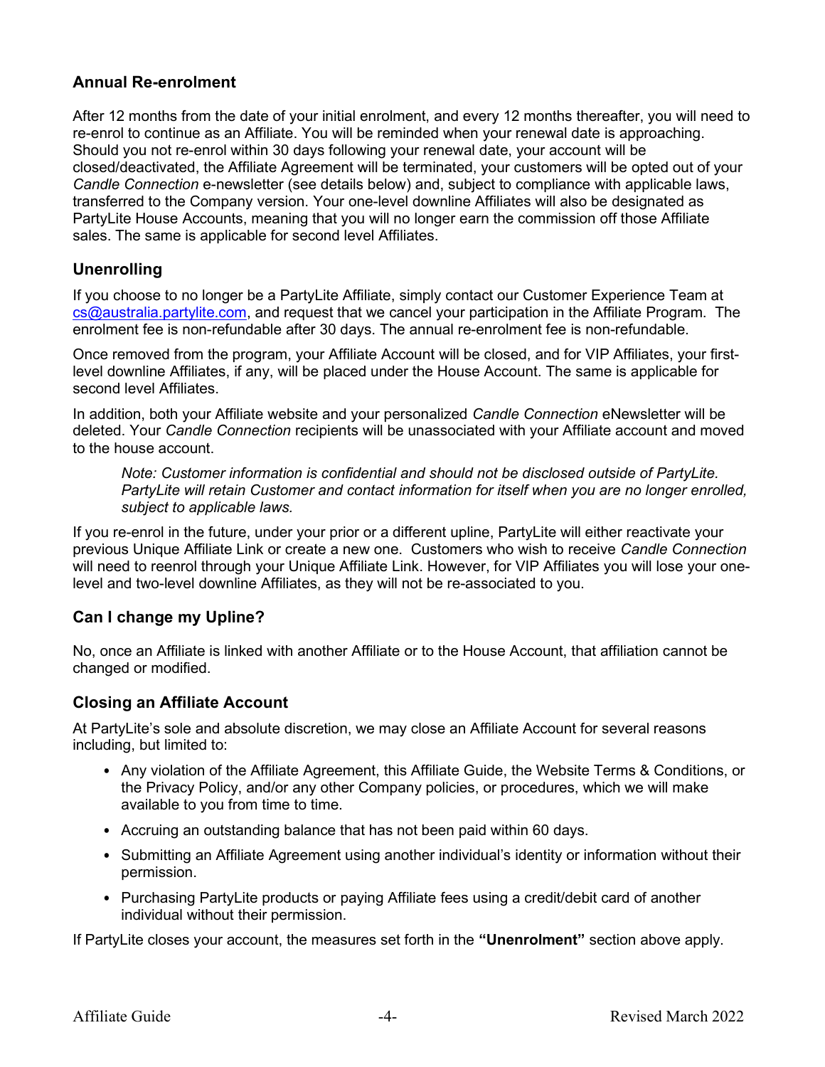### Annual Re-enrolment

After 12 months from the date of your initial enrolment, and every 12 months thereafter, you will need to re-enrol to continue as an Affiliate. You will be reminded when your renewal date is approaching. Should you not re-enrol within 30 days following your renewal date, your account will be closed/deactivated, the Affiliate Agreement will be terminated, your customers will be opted out of your *Candle Connection* e-newsletter (see details below) and, subject to compliance with applicable laws, transferred to the Company version. Your one-level downline Affiliates will also be designated as PartyLite House Accounts, meaning that you will no longer earn the commission off those Affiliate sales. The same is applicable for second level Affiliates.

### Unenrolling

If you choose to no longer be a PartyLite Affiliate, simply contact our Customer Experience Team at cs@australia.partylite.com, and request that we cancel your participation in the Affiliate Program. The enrolment fee is non-refundable after 30 days. The annual re-enrolment fee is non-refundable.

Once removed from the program, your Affiliate Account will be closed, and for VIP Affiliates, your first-level downline Affiliates, if any, will be placed under the House Account. The same is applicable for second level Affiliates.

In addition, both your Affiliate website and your personalized *Candle Connection* eNewsletter will be deleted. Your *Candle Connection* recipients will be unassociated with your Affiliate account and moved to the house account.

> *Note: Customer information is confidential and should not be disclosed outside of PartyLite. PartyLite will retain Customer and contact information for itself when you are no longer enrolled, subject to applicable laws.*

If you re-enrol in the future, under your prior or a different upline, PartyLite will either reactivate your previous Unique Affiliate Link or create a new one. Customers who wish to receive *Candle Connection* will need to reenrol through your Unique Affiliate Link. However, for VIP Affiliates you will lose your one-level and two-level downline Affiliates, as they will not be re-associated to you.

### Can I change my Upline?

No, once an Affiliate is linked with another Affiliate or to the House Account, that affiliation cannot be changed or modified.

### Closing an Affiliate Account

At PartyLite's sole and absolute discretion, we may close an Affiliate Account for several reasons including, but limited to:

- Any violation of the Affiliate Agreement, this Affiliate Guide, the Website Terms & Conditions, or the Privacy Policy, and/or any other Company policies, or procedures, which we will make available to you from time to time.
- Accruing an outstanding balance that has not been paid within 60 days.
- Submitting an Affiliate Agreement using another individual's identity or information without their permission.
- Purchasing PartyLite products or paying Affiliate fees using a credit/debit card of another individual without their permission.

If PartyLite closes your account, the measures set forth in the **"Unenrolment"** section above apply.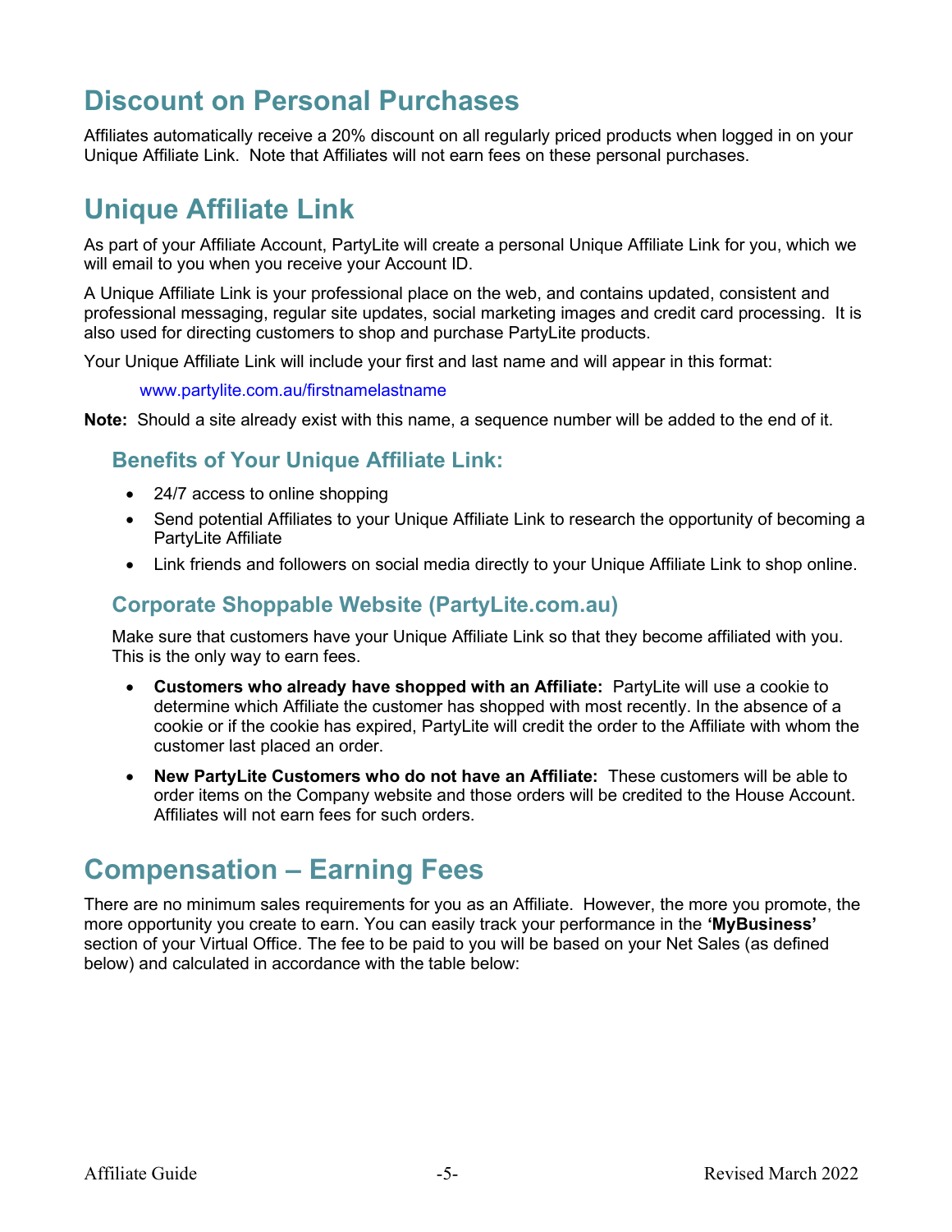# Discount on Personal Purchases

Affiliates automatically receive a 20% discount on all regularly priced products when logged in on your Unique Affiliate Link. Note that Affiliates will not earn fees on these personal purchases.

# Unique Affiliate Link

As part of your Affiliate Account, PartyLite will create a personal Unique Affiliate Link for you, which we will email to you when you receive your Account ID.

A Unique Affiliate Link is your professional place on the web, and contains updated, consistent and professional messaging, regular site updates, social marketing images and credit card processing. It is also used for directing customers to shop and purchase PartyLite products.

Your Unique Affiliate Link will include your first and last name and will appear in this format:

www.partylite.com.au/firstnamelastname

**Note:** Should a site already exist with this name, a sequence number will be added to the end of it.

## Benefits of Your Unique Affiliate Link:

- 24/7 access to online shopping
- Send potential Affiliates to your Unique Affiliate Link to research the opportunity of becoming a PartyLite Affiliate
- Link friends and followers on social media directly to your Unique Affiliate Link to shop online.

## Corporate Shoppable Website (PartyLite.com.au)

Make sure that customers have your Unique Affiliate Link so that they become affiliated with you. This is the only way to earn fees.

- **Customers who already have shopped with an Affiliate:** PartyLite will use a cookie to determine which Affiliate the customer has shopped with most recently. In the absence of a cookie or if the cookie has expired, PartyLite will credit the order to the Affiliate with whom the customer last placed an order.
- **New PartyLite Customers who do not have an Affiliate:** These customers will be able to order items on the Company website and those orders will be credited to the House Account. Affiliates will not earn fees for such orders.

# Compensation – Earning Fees

There are no minimum sales requirements for you as an Affiliate. However, the more you promote, the more opportunity you create to earn. You can easily track your performance in the **'MyBusiness'** section of your Virtual Office. The fee to be paid to you will be based on your Net Sales (as defined below) and calculated in accordance with the table below: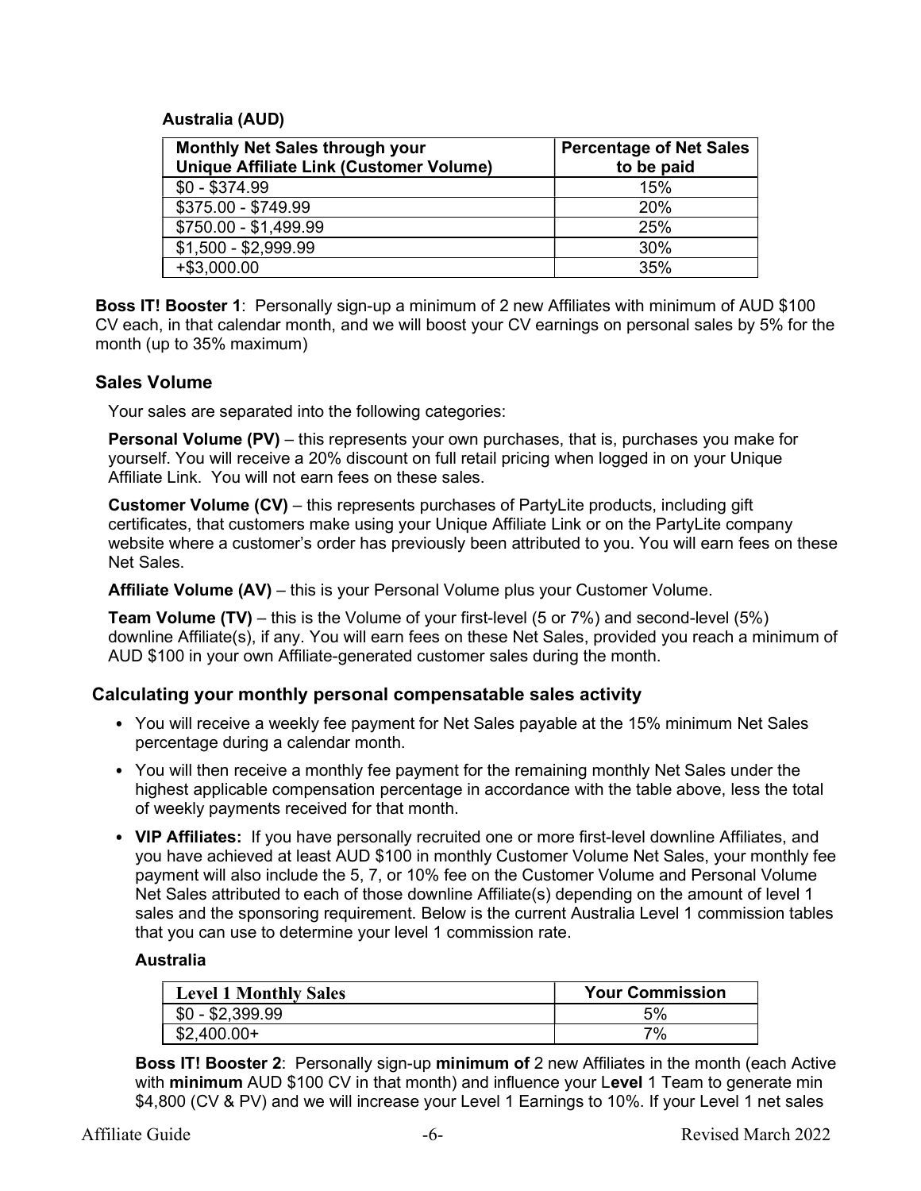**Australia (AUD)**

| Monthly Net Sales through your Unique Affiliate Link (Customer Volume) | Percentage of Net Sales to be paid |
|---|---|
| $0 - $374.99 | 15% |
| $375.00 - $749.99 | 20% |
| $750.00 - $1,499.99 | 25% |
| $1,500 - $2,999.99 | 30% |
| +$3,000.00 | 35% |

**Boss IT! Booster 1**: Personally sign-up a minimum of 2 new Affiliates with minimum of AUD $100 CV each, in that calendar month, and we will boost your CV earnings on personal sales by 5% for the month (up to 35% maximum)

## Sales Volume

Your sales are separated into the following categories:

**Personal Volume (PV)** – this represents your own purchases, that is, purchases you make for yourself. You will receive a 20% discount on full retail pricing when logged in on your Unique Affiliate Link. You will not earn fees on these sales.

**Customer Volume (CV)** – this represents purchases of PartyLite products, including gift certificates, that customers make using your Unique Affiliate Link or on the PartyLite company website where a customer's order has previously been attributed to you. You will earn fees on these Net Sales.

**Affiliate Volume (AV)** – this is your Personal Volume plus your Customer Volume.

**Team Volume (TV)** – this is the Volume of your first-level (5 or 7%) and second-level (5%) downline Affiliate(s), if any. You will earn fees on these Net Sales, provided you reach a minimum of AUD $100 in your own Affiliate-generated customer sales during the month.

## Calculating your monthly personal compensatable sales activity

- You will receive a weekly fee payment for Net Sales payable at the 15% minimum Net Sales percentage during a calendar month.
- You will then receive a monthly fee payment for the remaining monthly Net Sales under the highest applicable compensation percentage in accordance with the table above, less the total of weekly payments received for that month.
- **VIP Affiliates:** If you have personally recruited one or more first-level downline Affiliates, and you have achieved at least AUD $100 in monthly Customer Volume Net Sales, your monthly fee payment will also include the 5, 7, or 10% fee on the Customer Volume and Personal Volume Net Sales attributed to each of those downline Affiliate(s) depending on the amount of level 1 sales and the sponsoring requirement. Below is the current Australia Level 1 commission tables that you can use to determine your level 1 commission rate.

**Australia**

| Level 1 Monthly Sales | Your Commission |
|---|---|
| $0 - $2,399.99 | 5% |
| $2,400.00+ | 7% |

**Boss IT! Booster 2**: Personally sign-up **minimum of** 2 new Affiliates in the month (each Active with **minimum** AUD $100 CV in that month) and influence your L**evel** 1 Team to generate min $4,800 (CV & PV) and we will increase your Level 1 Earnings to 10%. If your Level 1 net sales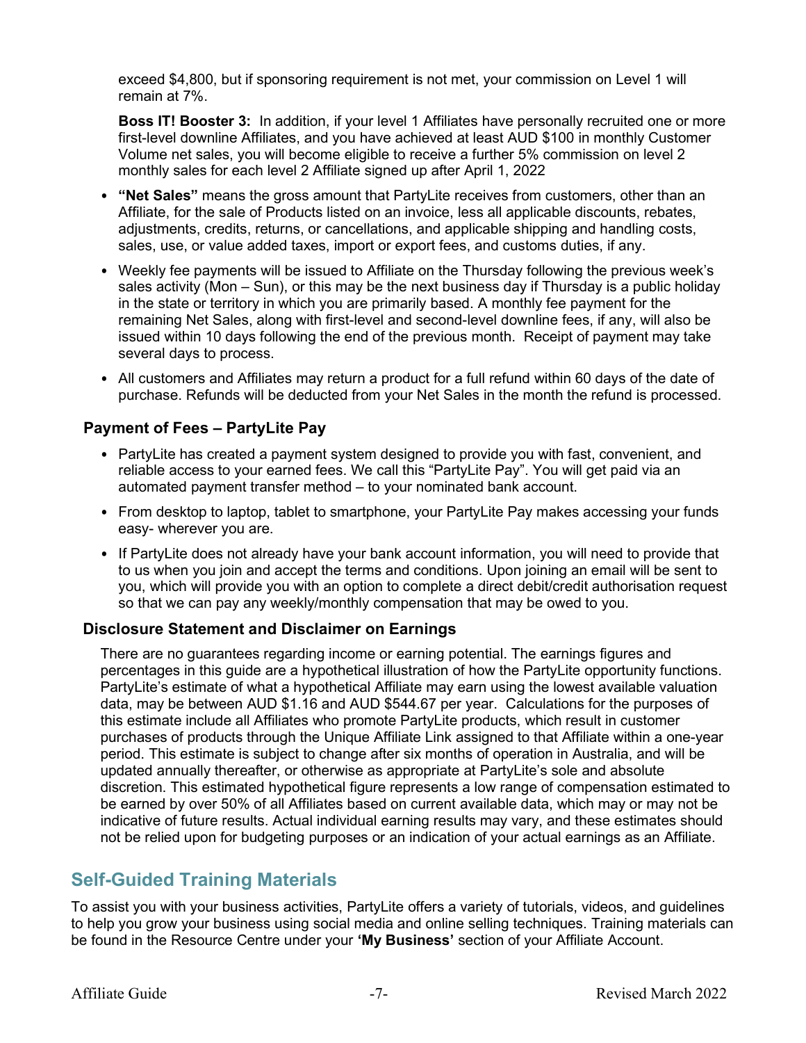exceed $4,800, but if sponsoring requirement is not met, your commission on Level 1 will remain at 7%.

**Boss IT! Booster 3:** In addition, if your level 1 Affiliates have personally recruited one or more first-level downline Affiliates, and you have achieved at least AUD $100 in monthly Customer Volume net sales, you will become eligible to receive a further 5% commission on level 2 monthly sales for each level 2 Affiliate signed up after April 1, 2022

- **"Net Sales"** means the gross amount that PartyLite receives from customers, other than an Affiliate, for the sale of Products listed on an invoice, less all applicable discounts, rebates, adjustments, credits, returns, or cancellations, and applicable shipping and handling costs, sales, use, or value added taxes, import or export fees, and customs duties, if any.
- Weekly fee payments will be issued to Affiliate on the Thursday following the previous week's sales activity (Mon – Sun), or this may be the next business day if Thursday is a public holiday in the state or territory in which you are primarily based. A monthly fee payment for the remaining Net Sales, along with first-level and second-level downline fees, if any, will also be issued within 10 days following the end of the previous month. Receipt of payment may take several days to process.
- All customers and Affiliates may return a product for a full refund within 60 days of the date of purchase. Refunds will be deducted from your Net Sales in the month the refund is processed.

### Payment of Fees – PartyLite Pay

- PartyLite has created a payment system designed to provide you with fast, convenient, and reliable access to your earned fees. We call this "PartyLite Pay". You will get paid via an automated payment transfer method – to your nominated bank account.
- From desktop to laptop, tablet to smartphone, your PartyLite Pay makes accessing your funds easy- wherever you are.
- If PartyLite does not already have your bank account information, you will need to provide that to us when you join and accept the terms and conditions. Upon joining an email will be sent to you, which will provide you with an option to complete a direct debit/credit authorisation request so that we can pay any weekly/monthly compensation that may be owed to you.

### Disclosure Statement and Disclaimer on Earnings

There are no guarantees regarding income or earning potential. The earnings figures and percentages in this guide are a hypothetical illustration of how the PartyLite opportunity functions. PartyLite's estimate of what a hypothetical Affiliate may earn using the lowest available valuation data, may be between AUD $1.16 and AUD $544.67 per year. Calculations for the purposes of this estimate include all Affiliates who promote PartyLite products, which result in customer purchases of products through the Unique Affiliate Link assigned to that Affiliate within a one-year period. This estimate is subject to change after six months of operation in Australia, and will be updated annually thereafter, or otherwise as appropriate at PartyLite's sole and absolute discretion. This estimated hypothetical figure represents a low range of compensation estimated to be earned by over 50% of all Affiliates based on current available data, which may or may not be indicative of future results. Actual individual earning results may vary, and these estimates should not be relied upon for budgeting purposes or an indication of your actual earnings as an Affiliate.

## Self-Guided Training Materials

To assist you with your business activities, PartyLite offers a variety of tutorials, videos, and guidelines to help you grow your business using social media and online selling techniques. Training materials can be found in the Resource Centre under your **'My Business'** section of your Affiliate Account.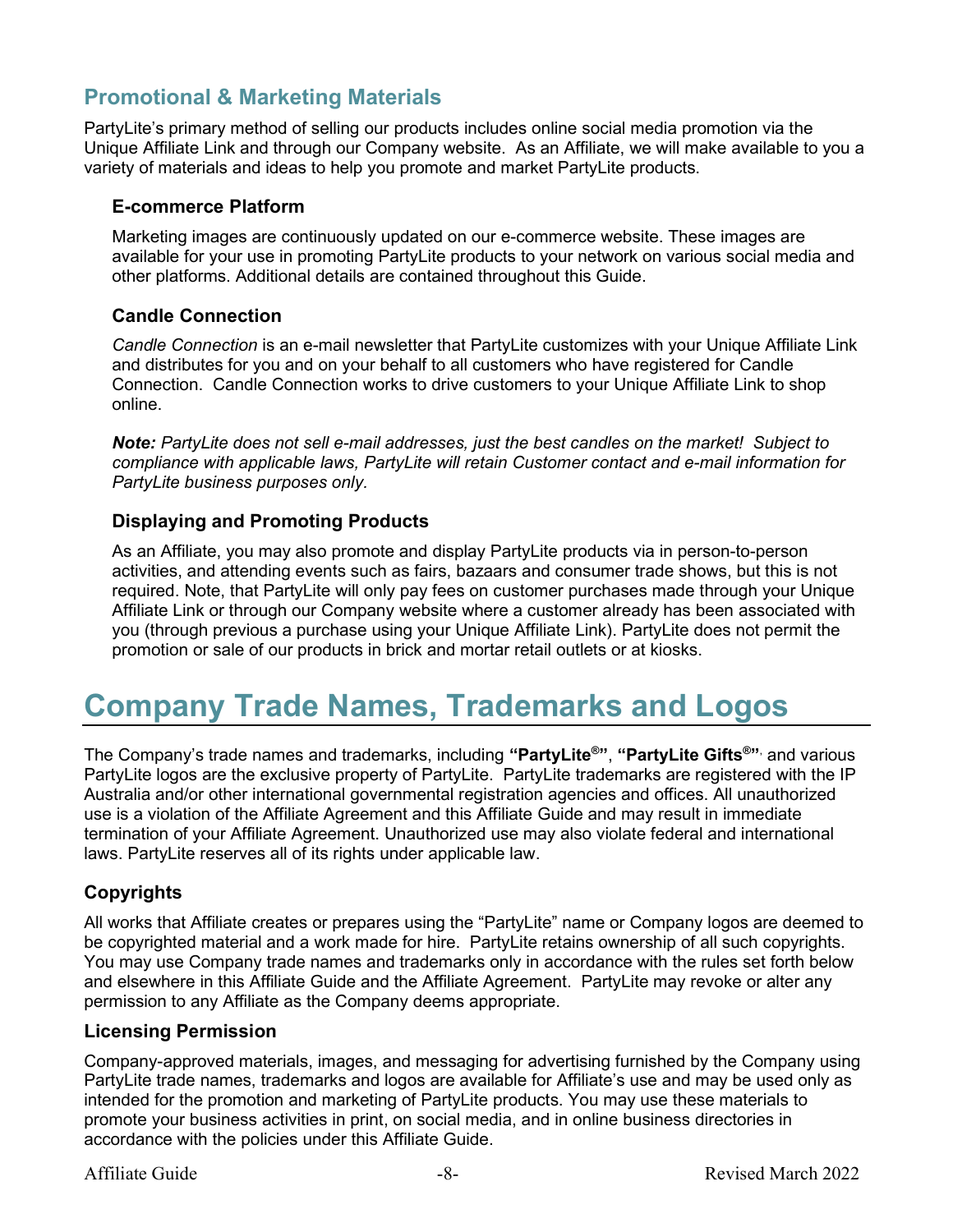## Promotional & Marketing Materials

PartyLite's primary method of selling our products includes online social media promotion via the Unique Affiliate Link and through our Company website. As an Affiliate, we will make available to you a variety of materials and ideas to help you promote and market PartyLite products.

### E-commerce Platform

Marketing images are continuously updated on our e-commerce website. These images are available for your use in promoting PartyLite products to your network on various social media and other platforms. Additional details are contained throughout this Guide.

### Candle Connection

*Candle Connection* is an e-mail newsletter that PartyLite customizes with your Unique Affiliate Link and distributes for you and on your behalf to all customers who have registered for Candle Connection. Candle Connection works to drive customers to your Unique Affiliate Link to shop online.

***Note:*** *PartyLite does not sell e-mail addresses, just the best candles on the market! Subject to compliance with applicable laws, PartyLite will retain Customer contact and e-mail information for PartyLite business purposes only.*

### Displaying and Promoting Products

As an Affiliate, you may also promote and display PartyLite products via in person-to-person activities, and attending events such as fairs, bazaars and consumer trade shows, but this is not required. Note, that PartyLite will only pay fees on customer purchases made through your Unique Affiliate Link or through our Company website where a customer already has been associated with you (through previous a purchase using your Unique Affiliate Link). PartyLite does not permit the promotion or sale of our products in brick and mortar retail outlets or at kiosks.

# Company Trade Names, Trademarks and Logos

The Company's trade names and trademarks, including **"PartyLite®"**, **"PartyLite Gifts®"**, and various PartyLite logos are the exclusive property of PartyLite. PartyLite trademarks are registered with the IP Australia and/or other international governmental registration agencies and offices. All unauthorized use is a violation of the Affiliate Agreement and this Affiliate Guide and may result in immediate termination of your Affiliate Agreement. Unauthorized use may also violate federal and international laws. PartyLite reserves all of its rights under applicable law.

### Copyrights

All works that Affiliate creates or prepares using the "PartyLite" name or Company logos are deemed to be copyrighted material and a work made for hire. PartyLite retains ownership of all such copyrights. You may use Company trade names and trademarks only in accordance with the rules set forth below and elsewhere in this Affiliate Guide and the Affiliate Agreement. PartyLite may revoke or alter any permission to any Affiliate as the Company deems appropriate.

### Licensing Permission

Company-approved materials, images, and messaging for advertising furnished by the Company using PartyLite trade names, trademarks and logos are available for Affiliate's use and may be used only as intended for the promotion and marketing of PartyLite products. You may use these materials to promote your business activities in print, on social media, and in online business directories in accordance with the policies under this Affiliate Guide.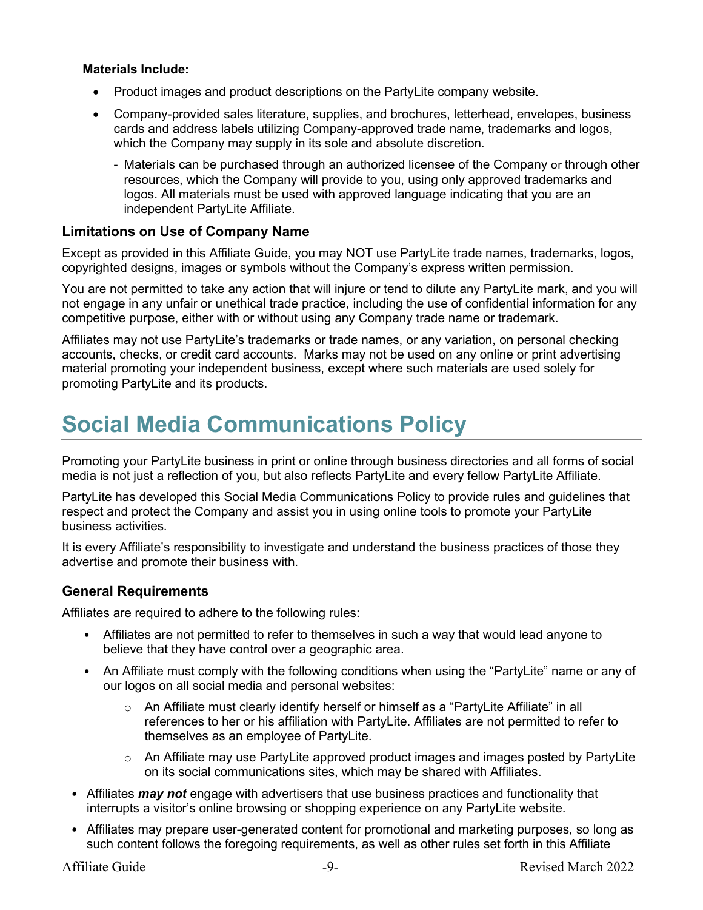**Materials Include:**

- Product images and product descriptions on the PartyLite company website.
- Company-provided sales literature, supplies, and brochures, letterhead, envelopes, business cards and address labels utilizing Company-approved trade name, trademarks and logos, which the Company may supply in its sole and absolute discretion.
  - Materials can be purchased through an authorized licensee of the Company or through other resources, which the Company will provide to you, using only approved trademarks and logos. All materials must be used with approved language indicating that you are an independent PartyLite Affiliate.

### Limitations on Use of Company Name

Except as provided in this Affiliate Guide, you may NOT use PartyLite trade names, trademarks, logos, copyrighted designs, images or symbols without the Company's express written permission.

You are not permitted to take any action that will injure or tend to dilute any PartyLite mark, and you will not engage in any unfair or unethical trade practice, including the use of confidential information for any competitive purpose, either with or without using any Company trade name or trademark.

Affiliates may not use PartyLite's trademarks or trade names, or any variation, on personal checking accounts, checks, or credit card accounts. Marks may not be used on any online or print advertising material promoting your independent business, except where such materials are used solely for promoting PartyLite and its products.

# Social Media Communications Policy

Promoting your PartyLite business in print or online through business directories and all forms of social media is not just a reflection of you, but also reflects PartyLite and every fellow PartyLite Affiliate.

PartyLite has developed this Social Media Communications Policy to provide rules and guidelines that respect and protect the Company and assist you in using online tools to promote your PartyLite business activities.

It is every Affiliate's responsibility to investigate and understand the business practices of those they advertise and promote their business with.

### General Requirements

Affiliates are required to adhere to the following rules:

- Affiliates are not permitted to refer to themselves in such a way that would lead anyone to believe that they have control over a geographic area.
- An Affiliate must comply with the following conditions when using the "PartyLite" name or any of our logos on all social media and personal websites:
  - An Affiliate must clearly identify herself or himself as a "PartyLite Affiliate" in all references to her or his affiliation with PartyLite. Affiliates are not permitted to refer to themselves as an employee of PartyLite.
  - An Affiliate may use PartyLite approved product images and images posted by PartyLite on its social communications sites, which may be shared with Affiliates.
- Affiliates ***may not*** engage with advertisers that use business practices and functionality that interrupts a visitor's online browsing or shopping experience on any PartyLite website.
- Affiliates may prepare user-generated content for promotional and marketing purposes, so long as such content follows the foregoing requirements, as well as other rules set forth in this Affiliate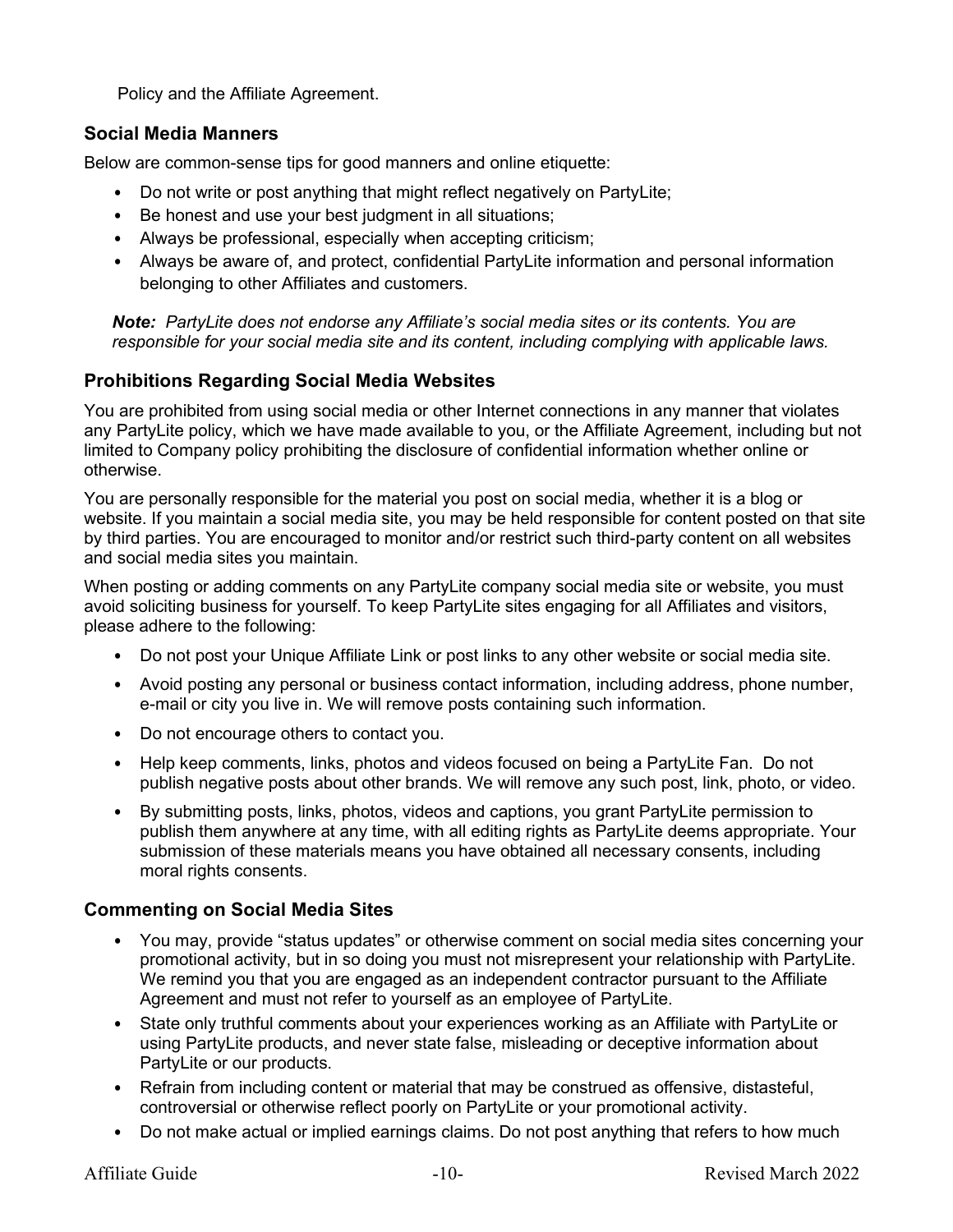Policy and the Affiliate Agreement.

## Social Media Manners

Below are common-sense tips for good manners and online etiquette:

- Do not write or post anything that might reflect negatively on PartyLite;
- Be honest and use your best judgment in all situations;
- Always be professional, especially when accepting criticism;
- Always be aware of, and protect, confidential PartyLite information and personal information belonging to other Affiliates and customers.

***Note:*** *PartyLite does not endorse any Affiliate's social media sites or its contents. You are responsible for your social media site and its content, including complying with applicable laws.*

## Prohibitions Regarding Social Media Websites

You are prohibited from using social media or other Internet connections in any manner that violates any PartyLite policy, which we have made available to you, or the Affiliate Agreement, including but not limited to Company policy prohibiting the disclosure of confidential information whether online or otherwise.

You are personally responsible for the material you post on social media, whether it is a blog or website. If you maintain a social media site, you may be held responsible for content posted on that site by third parties. You are encouraged to monitor and/or restrict such third-party content on all websites and social media sites you maintain.

When posting or adding comments on any PartyLite company social media site or website, you must avoid soliciting business for yourself. To keep PartyLite sites engaging for all Affiliates and visitors, please adhere to the following:

- Do not post your Unique Affiliate Link or post links to any other website or social media site.
- Avoid posting any personal or business contact information, including address, phone number, e-mail or city you live in. We will remove posts containing such information.
- Do not encourage others to contact you.
- Help keep comments, links, photos and videos focused on being a PartyLite Fan. Do not publish negative posts about other brands. We will remove any such post, link, photo, or video.
- By submitting posts, links, photos, videos and captions, you grant PartyLite permission to publish them anywhere at any time, with all editing rights as PartyLite deems appropriate. Your submission of these materials means you have obtained all necessary consents, including moral rights consents.

## Commenting on Social Media Sites

- You may, provide "status updates" or otherwise comment on social media sites concerning your promotional activity, but in so doing you must not misrepresent your relationship with PartyLite. We remind you that you are engaged as an independent contractor pursuant to the Affiliate Agreement and must not refer to yourself as an employee of PartyLite.
- State only truthful comments about your experiences working as an Affiliate with PartyLite or using PartyLite products, and never state false, misleading or deceptive information about PartyLite or our products.
- Refrain from including content or material that may be construed as offensive, distasteful, controversial or otherwise reflect poorly on PartyLite or your promotional activity.
- Do not make actual or implied earnings claims. Do not post anything that refers to how much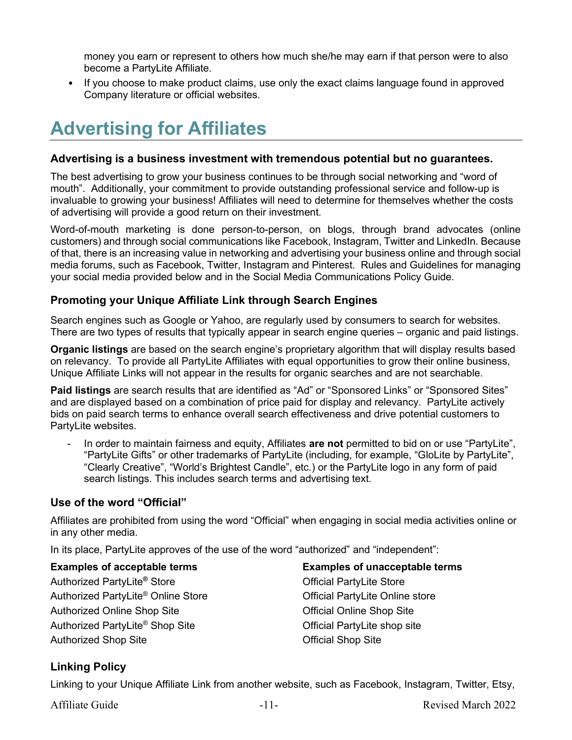money you earn or represent to others how much she/he may earn if that person were to also become a PartyLite Affiliate.

- If you choose to make product claims, use only the exact claims language found in approved Company literature or official websites.

# Advertising for Affiliates

### Advertising is a business investment with tremendous potential but no guarantees.

The best advertising to grow your business continues to be through social networking and "word of mouth". Additionally, your commitment to provide outstanding professional service and follow-up is invaluable to growing your business! Affiliates will need to determine for themselves whether the costs of advertising will provide a good return on their investment.

Word-of-mouth marketing is done person-to-person, on blogs, through brand advocates (online customers) and through social communications like Facebook, Instagram, Twitter and LinkedIn. Because of that, there is an increasing value in networking and advertising your business online and through social media forums, such as Facebook, Twitter, Instagram and Pinterest. Rules and Guidelines for managing your social media provided below and in the Social Media Communications Policy Guide.

### Promoting your Unique Affiliate Link through Search Engines

Search engines such as Google or Yahoo, are regularly used by consumers to search for websites. There are two types of results that typically appear in search engine queries – organic and paid listings.

**Organic listings** are based on the search engine's proprietary algorithm that will display results based on relevancy. To provide all PartyLite Affiliates with equal opportunities to grow their online business, Unique Affiliate Links will not appear in the results for organic searches and are not searchable.

**Paid listings** are search results that are identified as "Ad" or "Sponsored Links" or "Sponsored Sites" and are displayed based on a combination of price paid for display and relevancy. PartyLite actively bids on paid search terms to enhance overall search effectiveness and drive potential customers to PartyLite websites.

- In order to maintain fairness and equity, Affiliates **are not** permitted to bid on or use "PartyLite", "PartyLite Gifts" or other trademarks of PartyLite (including, for example, "GloLite by PartyLite", "Clearly Creative", "World's Brightest Candle", etc.) or the PartyLite logo in any form of paid search listings. This includes search terms and advertising text.

### Use of the word "Official"

Affiliates are prohibited from using the word "Official" when engaging in social media activities online or in any other media.

In its place, PartyLite approves of the use of the word "authorized" and "independent":

| Examples of acceptable terms | Examples of unacceptable terms |
|---|---|
| Authorized PartyLite® Store | Official PartyLite Store |
| Authorized PartyLite® Online Store | Official PartyLite Online store |
| Authorized Online Shop Site | Official Online Shop Site |
| Authorized PartyLite® Shop Site | Official PartyLite shop site |
| Authorized Shop Site | Official Shop Site |

### Linking Policy

Linking to your Unique Affiliate Link from another website, such as Facebook, Instagram, Twitter, Etsy,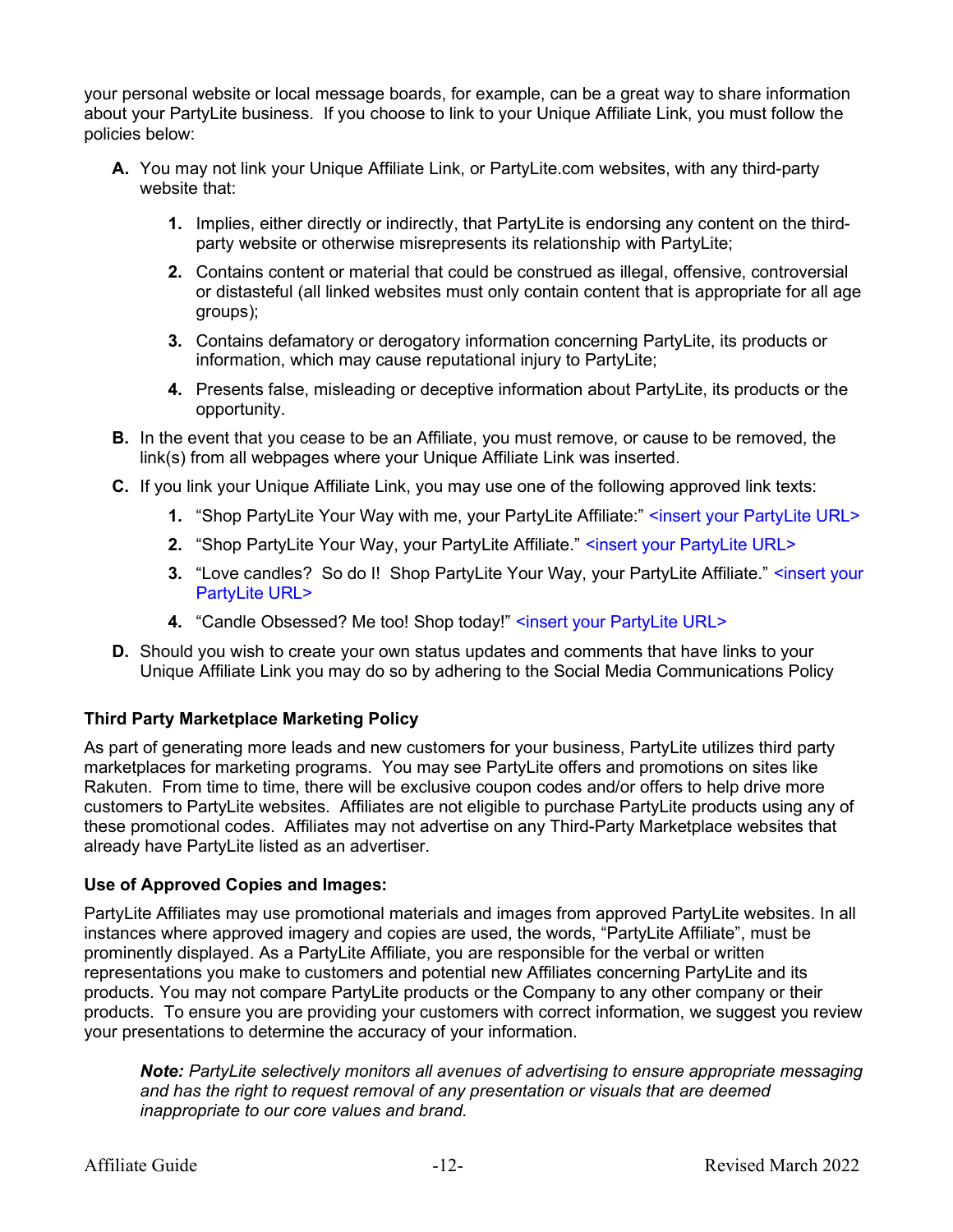your personal website or local message boards, for example, can be a great way to share information about your PartyLite business. If you choose to link to your Unique Affiliate Link, you must follow the policies below:

**A.** You may not link your Unique Affiliate Link, or PartyLite.com websites, with any third-party website that:

   **1.** Implies, either directly or indirectly, that PartyLite is endorsing any content on the third-party website or otherwise misrepresents its relationship with PartyLite;

   **2.** Contains content or material that could be construed as illegal, offensive, controversial or distasteful (all linked websites must only contain content that is appropriate for all age groups);

   **3.** Contains defamatory or derogatory information concerning PartyLite, its products or information, which may cause reputational injury to PartyLite;

   **4.** Presents false, misleading or deceptive information about PartyLite, its products or the opportunity.

**B.** In the event that you cease to be an Affiliate, you must remove, or cause to be removed, the link(s) from all webpages where your Unique Affiliate Link was inserted.

**C.** If you link your Unique Affiliate Link, you may use one of the following approved link texts:

   **1.** "Shop PartyLite Your Way with me, your PartyLite Affiliate:" <insert your PartyLite URL>

   **2.** "Shop PartyLite Your Way, your PartyLite Affiliate." <insert your PartyLite URL>

   **3.** "Love candles? So do I! Shop PartyLite Your Way, your PartyLite Affiliate." <insert your PartyLite URL>

   **4.** "Candle Obsessed? Me too! Shop today!" <insert your PartyLite URL>

**D.** Should you wish to create your own status updates and comments that have links to your Unique Affiliate Link you may do so by adhering to the Social Media Communications Policy

### Third Party Marketplace Marketing Policy

As part of generating more leads and new customers for your business, PartyLite utilizes third party marketplaces for marketing programs. You may see PartyLite offers and promotions on sites like Rakuten. From time to time, there will be exclusive coupon codes and/or offers to help drive more customers to PartyLite websites. Affiliates are not eligible to purchase PartyLite products using any of these promotional codes. Affiliates may not advertise on any Third-Party Marketplace websites that already have PartyLite listed as an advertiser.

### Use of Approved Copies and Images:

PartyLite Affiliates may use promotional materials and images from approved PartyLite websites. In all instances where approved imagery and copies are used, the words, "PartyLite Affiliate", must be prominently displayed. As a PartyLite Affiliate, you are responsible for the verbal or written representations you make to customers and potential new Affiliates concerning PartyLite and its products. You may not compare PartyLite products or the Company to any other company or their products. To ensure you are providing your customers with correct information, we suggest you review your presentations to determine the accuracy of your information.

> ***Note:*** *PartyLite selectively monitors all avenues of advertising to ensure appropriate messaging and has the right to request removal of any presentation or visuals that are deemed inappropriate to our core values and brand.*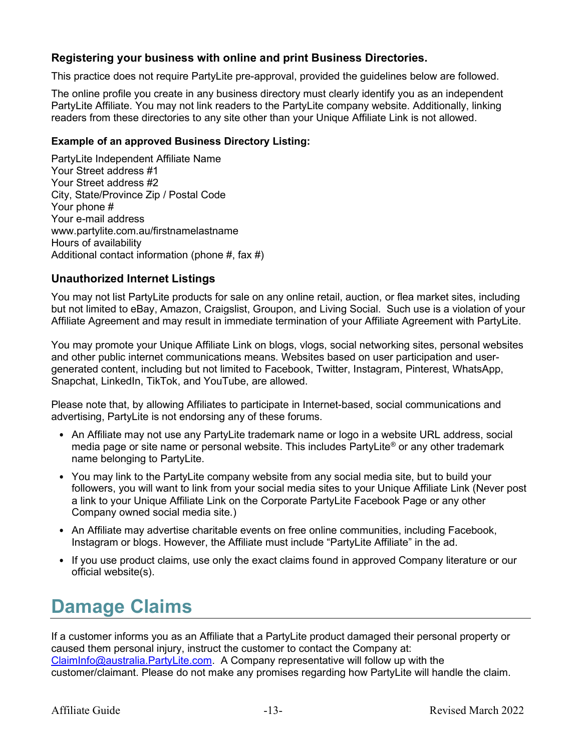### Registering your business with online and print Business Directories.

This practice does not require PartyLite pre-approval, provided the guidelines below are followed.

The online profile you create in any business directory must clearly identify you as an independent PartyLite Affiliate. You may not link readers to the PartyLite company website. Additionally, linking readers from these directories to any site other than your Unique Affiliate Link is not allowed.

**Example of an approved Business Directory Listing:**

PartyLite Independent Affiliate Name
Your Street address #1
Your Street address #2
City, State/Province Zip / Postal Code
Your phone #
Your e-mail address
www.partylite.com.au/firstnamelastname
Hours of availability
Additional contact information (phone #, fax #)

### Unauthorized Internet Listings

You may not list PartyLite products for sale on any online retail, auction, or flea market sites, including but not limited to eBay, Amazon, Craigslist, Groupon, and Living Social. Such use is a violation of your Affiliate Agreement and may result in immediate termination of your Affiliate Agreement with PartyLite.

You may promote your Unique Affiliate Link on blogs, vlogs, social networking sites, personal websites and other public internet communications means. Websites based on user participation and user-generated content, including but not limited to Facebook, Twitter, Instagram, Pinterest, WhatsApp, Snapchat, LinkedIn, TikTok, and YouTube, are allowed.

Please note that, by allowing Affiliates to participate in Internet-based, social communications and advertising, PartyLite is not endorsing any of these forums.

- An Affiliate may not use any PartyLite trademark name or logo in a website URL address, social media page or site name or personal website. This includes PartyLite® or any other trademark name belonging to PartyLite.
- You may link to the PartyLite company website from any social media site, but to build your followers, you will want to link from your social media sites to your Unique Affiliate Link (Never post a link to your Unique Affiliate Link on the Corporate PartyLite Facebook Page or any other Company owned social media site.)
- An Affiliate may advertise charitable events on free online communities, including Facebook, Instagram or blogs. However, the Affiliate must include "PartyLite Affiliate" in the ad.
- If you use product claims, use only the exact claims found in approved Company literature or our official website(s).

# Damage Claims

If a customer informs you as an Affiliate that a PartyLite product damaged their personal property or caused them personal injury, instruct the customer to contact the Company at: ClaimInfo@australia.PartyLite.com. A Company representative will follow up with the customer/claimant. Please do not make any promises regarding how PartyLite will handle the claim.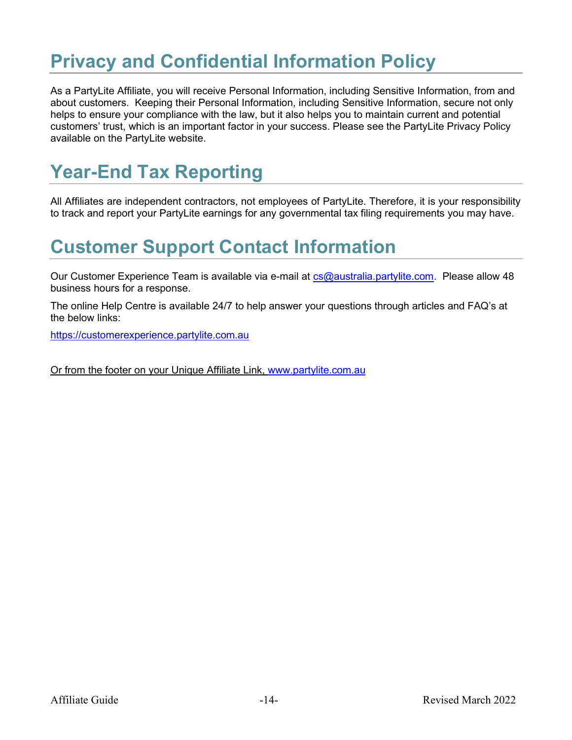# Privacy and Confidential Information Policy

As a PartyLite Affiliate, you will receive Personal Information, including Sensitive Information, from and about customers. Keeping their Personal Information, including Sensitive Information, secure not only helps to ensure your compliance with the law, but it also helps you to maintain current and potential customers' trust, which is an important factor in your success. Please see the PartyLite Privacy Policy available on the PartyLite website.

# Year-End Tax Reporting

All Affiliates are independent contractors, not employees of PartyLite. Therefore, it is your responsibility to track and report your PartyLite earnings for any governmental tax filing requirements you may have.

# Customer Support Contact Information

Our Customer Experience Team is available via e-mail at cs@australia.partylite.com. Please allow 48 business hours for a response.

The online Help Centre is available 24/7 to help answer your questions through articles and FAQ's at the below links:

https://customerexperience.partylite.com.au

Or from the footer on your Unique Affiliate Link, www.partylite.com.au